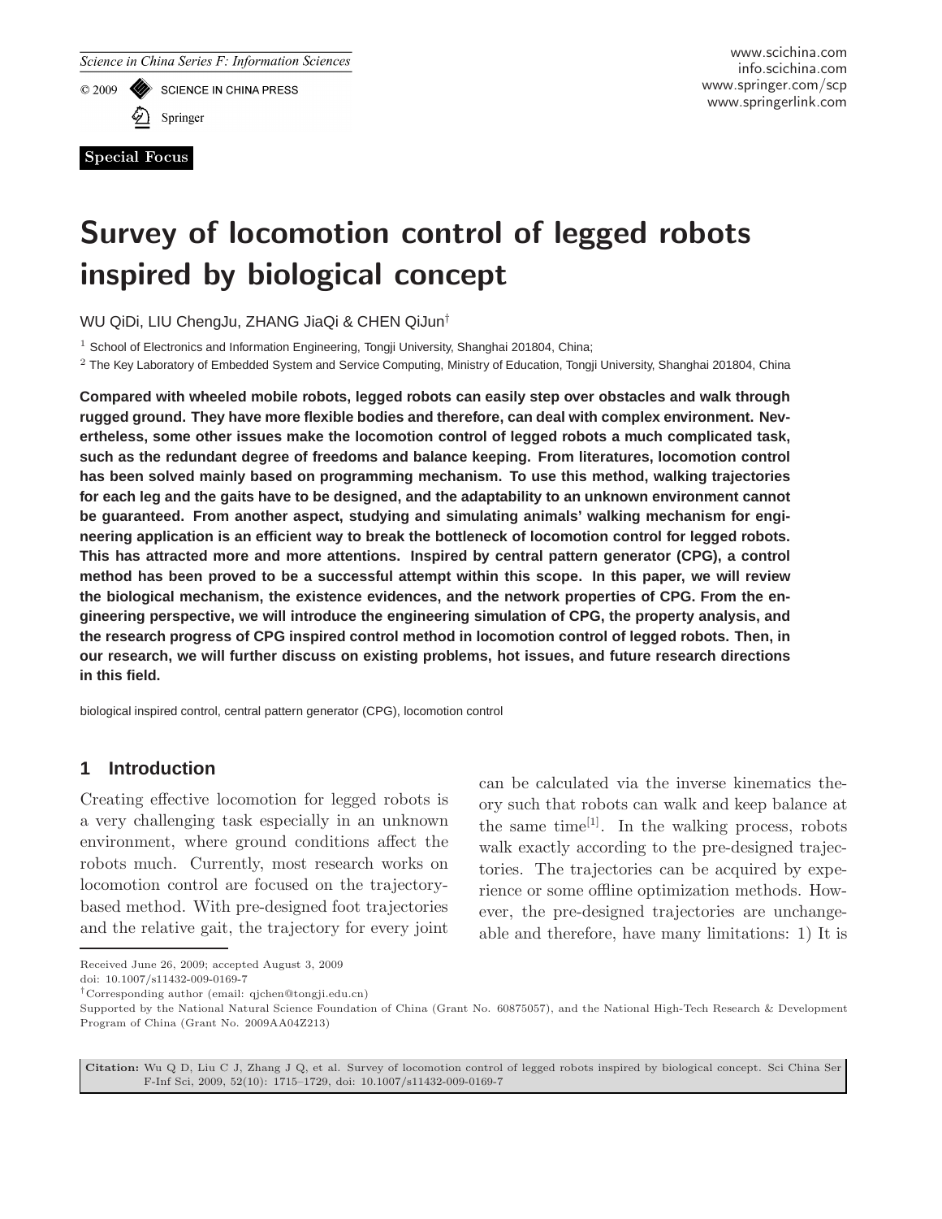Special Focus

# Survey of locomotion control of legged robots inspired by biological concept

WU QiDi, LIU ChengJu, ZHANG JiaQi & CHEN QiJun[†]

[1] School of Electronics and Information Engineering, Tongji University, Shanghai 201804, China;

[2] The Key Laboratory of Embedded System and Service Computing, Ministry of Education, Tongji University, Shanghai 201804, China

**Compared with wheeled mobile robots, legged robots can easily step over obstacles and walk through rugged ground. They have more flexible bodies and therefore, can deal with complex environment. Nevertheless, some other issues make the locomotion control of legged robots a much complicated task, such as the redundant degree of freedoms and balance keeping. From literatures, locomotion control has been solved mainly based on programming mechanism. To use this method, walking trajectories for each leg and the gaits have to be designed, and the adaptability to an unknown environment cannot be guaranteed. From another aspect, studying and simulating animals' walking mechanism for engineering application is an efficient way to break the bottleneck of locomotion control for legged robots. This has attracted more and more attentions. Inspired by central pattern generator (CPG), a control method has been proved to be a successful attempt within this scope. In this paper, we will review the biological mechanism, the existence evidences, and the network properties of CPG. From the engineering perspective, we will introduce the engineering simulation of CPG, the property analysis, and the research progress of CPG inspired control method in locomotion control of legged robots. Then, in our research, we will further discuss on existing problems, hot issues, and future research directions in this field.**

biological inspired control, central pattern generator (CPG), locomotion control

## 1 Introduction

Creating effective locomotion for legged robots is a very challenging task especially in an unknown environment, where ground conditions affect the robots much. Currently, most research works on locomotion control are focused on the trajectory-based method. With pre-designed foot trajectories and the relative gait, the trajectory for every joint can be calculated via the inverse kinematics theory such that robots can walk and keep balance at the same time[1]. In the walking process, robots walk exactly according to the pre-designed trajectories. The trajectories can be acquired by experience or some offline optimization methods. However, the pre-designed trajectories are unchangeable and therefore, have many limitations: 1) It is

Received June 26, 2009; accepted August 3, 2009

doi: 10.1007/s11432-009-0169-7

[†]Corresponding author (email: qjchen@tongji.edu.cn)

Supported by the National Natural Science Foundation of China (Grant No. 60875057), and the National High-Tech Research & Development Program of China (Grant No. 2009AA04Z213)

**Citation:** Wu Q D, Liu C J, Zhang J Q, et al. Survey of locomotion control of legged robots inspired by biological concept. Sci China Ser F-Inf Sci, 2009, 52(10): 1715–1729, doi: 10.1007/s11432-009-0169-7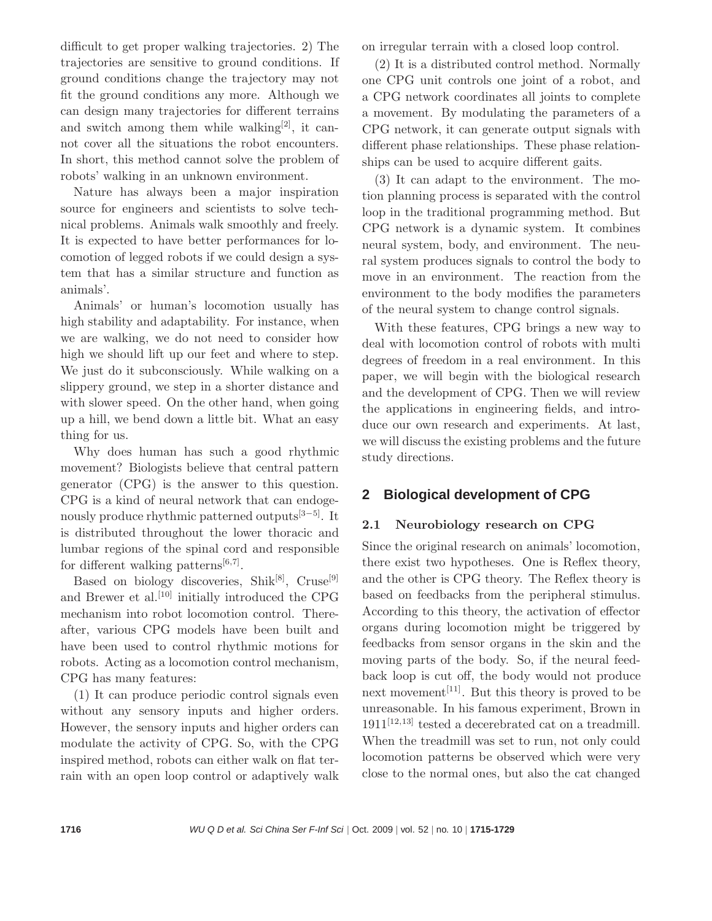difficult to get proper walking trajectories. 2) The trajectories are sensitive to ground conditions. If ground conditions change the trajectory may not fit the ground conditions any more. Although we can design many trajectories for different terrains and switch among them while walking[2], it cannot cover all the situations the robot encounters. In short, this method cannot solve the problem of robots' walking in an unknown environment.

Nature has always been a major inspiration source for engineers and scientists to solve technical problems. Animals walk smoothly and freely. It is expected to have better performances for locomotion of legged robots if we could design a system that has a similar structure and function as animals'.

Animals' or human's locomotion usually has high stability and adaptability. For instance, when we are walking, we do not need to consider how high we should lift up our feet and where to step. We just do it subconsciously. While walking on a slippery ground, we step in a shorter distance and with slower speed. On the other hand, when going up a hill, we bend down a little bit. What an easy thing for us.

Why does human has such a good rhythmic movement? Biologists believe that central pattern generator (CPG) is the answer to this question. CPG is a kind of neural network that can endogenously produce rhythmic patterned outputs[3−5]. It is distributed throughout the lower thoracic and lumbar regions of the spinal cord and responsible for different walking patterns[6,7].

Based on biology discoveries, Shik[8], Cruse[9] and Brewer et al.[10] initially introduced the CPG mechanism into robot locomotion control. Thereafter, various CPG models have been built and have been used to control rhythmic motions for robots. Acting as a locomotion control mechanism, CPG has many features:

(1) It can produce periodic control signals even without any sensory inputs and higher orders. However, the sensory inputs and higher orders can modulate the activity of CPG. So, with the CPG inspired method, robots can either walk on flat terrain with an open loop control or adaptively walk on irregular terrain with a closed loop control.

(2) It is a distributed control method. Normally one CPG unit controls one joint of a robot, and a CPG network coordinates all joints to complete a movement. By modulating the parameters of a CPG network, it can generate output signals with different phase relationships. These phase relationships can be used to acquire different gaits.

(3) It can adapt to the environment. The motion planning process is separated with the control loop in the traditional programming method. But CPG network is a dynamic system. It combines neural system, body, and environment. The neural system produces signals to control the body to move in an environment. The reaction from the environment to the body modifies the parameters of the neural system to change control signals.

With these features, CPG brings a new way to deal with locomotion control of robots with multi degrees of freedom in a real environment. In this paper, we will begin with the biological research and the development of CPG. Then we will review the applications in engineering fields, and introduce our own research and experiments. At last, we will discuss the existing problems and the future study directions.

## 2 Biological development of CPG

### 2.1 Neurobiology research on CPG

Since the original research on animals' locomotion, there exist two hypotheses. One is Reflex theory, and the other is CPG theory. The Reflex theory is based on feedbacks from the peripheral stimulus. According to this theory, the activation of effector organs during locomotion might be triggered by feedbacks from sensor organs in the skin and the moving parts of the body. So, if the neural feedback loop is cut off, the body would not produce next movement[11]. But this theory is proved to be unreasonable. In his famous experiment, Brown in 1911[12,13] tested a decerebrated cat on a treadmill. When the treadmill was set to run, not only could locomotion patterns be observed which were very close to the normal ones, but also the cat changed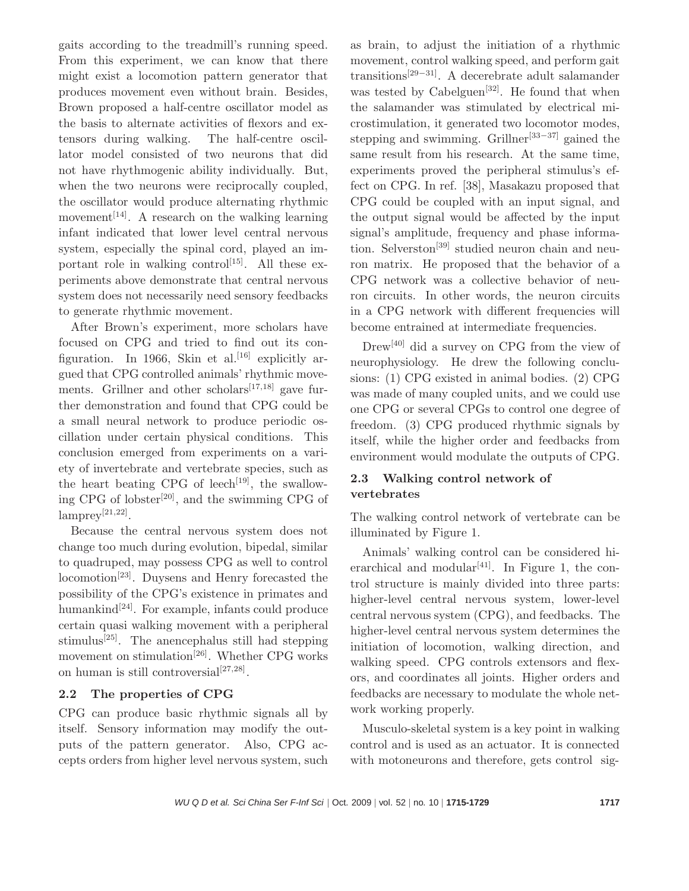gaits according to the treadmill's running speed. From this experiment, we can know that there might exist a locomotion pattern generator that produces movement even without brain. Besides, Brown proposed a half-centre oscillator model as the basis to alternate activities of flexors and extensors during walking. The half-centre oscillator model consisted of two neurons that did not have rhythmogenic ability individually. But, when the two neurons were reciprocally coupled, the oscillator would produce alternating rhythmic movement[14]. A research on the walking learning infant indicated that lower level central nervous system, especially the spinal cord, played an important role in walking control[15]. All these experiments above demonstrate that central nervous system does not necessarily need sensory feedbacks to generate rhythmic movement.

After Brown's experiment, more scholars have focused on CPG and tried to find out its configuration. In 1966, Skin et al.[16] explicitly argued that CPG controlled animals' rhythmic movements. Grillner and other scholars[17,18] gave further demonstration and found that CPG could be a small neural network to produce periodic oscillation under certain physical conditions. This conclusion emerged from experiments on a variety of invertebrate and vertebrate species, such as the heart beating CPG of leech[19], the swallowing CPG of lobster[20], and the swimming CPG of lamprey[21,22].

Because the central nervous system does not change too much during evolution, bipedal, similar to quadruped, may possess CPG as well to control locomotion[23]. Duysens and Henry forecasted the possibility of the CPG's existence in primates and humankind[24]. For example, infants could produce certain quasi walking movement with a peripheral stimulus[25]. The anencephalus still had stepping movement on stimulation[26]. Whether CPG works on human is still controversial[27,28].

## 2.2 The properties of CPG

CPG can produce basic rhythmic signals all by itself. Sensory information may modify the outputs of the pattern generator. Also, CPG accepts orders from higher level nervous system, such as brain, to adjust the initiation of a rhythmic movement, control walking speed, and perform gait transitions[29−31]. A decerebrate adult salamander was tested by Cabelguen[32]. He found that when the salamander was stimulated by electrical microstimulation, it generated two locomotor modes, stepping and swimming. Grillner[33−37] gained the same result from his research. At the same time, experiments proved the peripheral stimulus's effect on CPG. In ref. [38], Masakazu proposed that CPG could be coupled with an input signal, and the output signal would be affected by the input signal's amplitude, frequency and phase information. Selverston[39] studied neuron chain and neuron matrix. He proposed that the behavior of a CPG network was a collective behavior of neuron circuits. In other words, the neuron circuits in a CPG network with different frequencies will become entrained at intermediate frequencies.

Drew[40] did a survey on CPG from the view of neurophysiology. He drew the following conclusions: (1) CPG existed in animal bodies. (2) CPG was made of many coupled units, and we could use one CPG or several CPGs to control one degree of freedom. (3) CPG produced rhythmic signals by itself, while the higher order and feedbacks from environment would modulate the outputs of CPG.

## 2.3 Walking control network of vertebrates

The walking control network of vertebrate can be illuminated by Figure 1.

Animals' walking control can be considered hierarchical and modular[41]. In Figure 1, the control structure is mainly divided into three parts: higher-level central nervous system, lower-level central nervous system (CPG), and feedbacks. The higher-level central nervous system determines the initiation of locomotion, walking direction, and walking speed. CPG controls extensors and flexors, and coordinates all joints. Higher orders and feedbacks are necessary to modulate the whole network working properly.

Musculo-skeletal system is a key point in walking control and is used as an actuator. It is connected with motoneurons and therefore, gets control sig-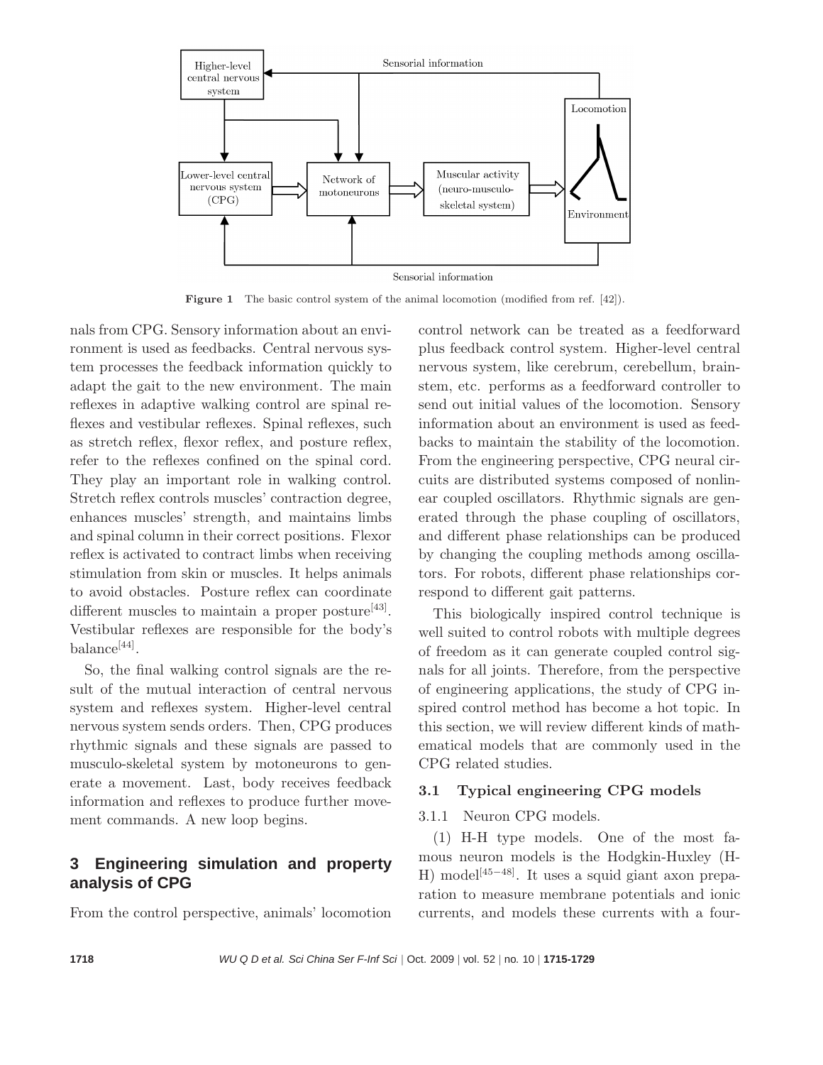Figure 1 The basic control system of the animal locomotion (modified from ref. [42]).

nals from CPG. Sensory information about an environment is used as feedbacks. Central nervous system processes the feedback information quickly to adapt the gait to the new environment. The main reflexes in adaptive walking control are spinal reflexes and vestibular reflexes. Spinal reflexes, such as stretch reflex, flexor reflex, and posture reflex, refer to the reflexes confined on the spinal cord. They play an important role in walking control. Stretch reflex controls muscles' contraction degree, enhances muscles' strength, and maintains limbs and spinal column in their correct positions. Flexor reflex is activated to contract limbs when receiving stimulation from skin or muscles. It helps animals to avoid obstacles. Posture reflex can coordinate different muscles to maintain a proper posture[43]. Vestibular reflexes are responsible for the body's balance[44].

So, the final walking control signals are the result of the mutual interaction of central nervous system and reflexes system. Higher-level central nervous system sends orders. Then, CPG produces rhythmic signals and these signals are passed to musculo-skeletal system by motoneurons to generate a movement. Last, body receives feedback information and reflexes to produce further movement commands. A new loop begins.

## 3 Engineering simulation and property analysis of CPG

From the control perspective, animals' locomotion control network can be treated as a feedforward plus feedback control system. Higher-level central nervous system, like cerebrum, cerebellum, brainstem, etc. performs as a feedforward controller to send out initial values of the locomotion. Sensory information about an environment is used as feedbacks to maintain the stability of the locomotion. From the engineering perspective, CPG neural circuits are distributed systems composed of nonlinear coupled oscillators. Rhythmic signals are generated through the phase coupling of oscillators, and different phase relationships can be produced by changing the coupling methods among oscillators. For robots, different phase relationships correspond to different gait patterns.

This biologically inspired control technique is well suited to control robots with multiple degrees of freedom as it can generate coupled control signals for all joints. Therefore, from the perspective of engineering applications, the study of CPG inspired control method has become a hot topic. In this section, we will review different kinds of mathematical models that are commonly used in the CPG related studies.

### 3.1 Typical engineering CPG models

#### 3.1.1 Neuron CPG models.

(1) H-H type models. One of the most famous neuron models is the Hodgkin-Huxley (H-H) model[45−48]. It uses a squid giant axon preparation to measure membrane potentials and ionic currents, and models these currents with a four-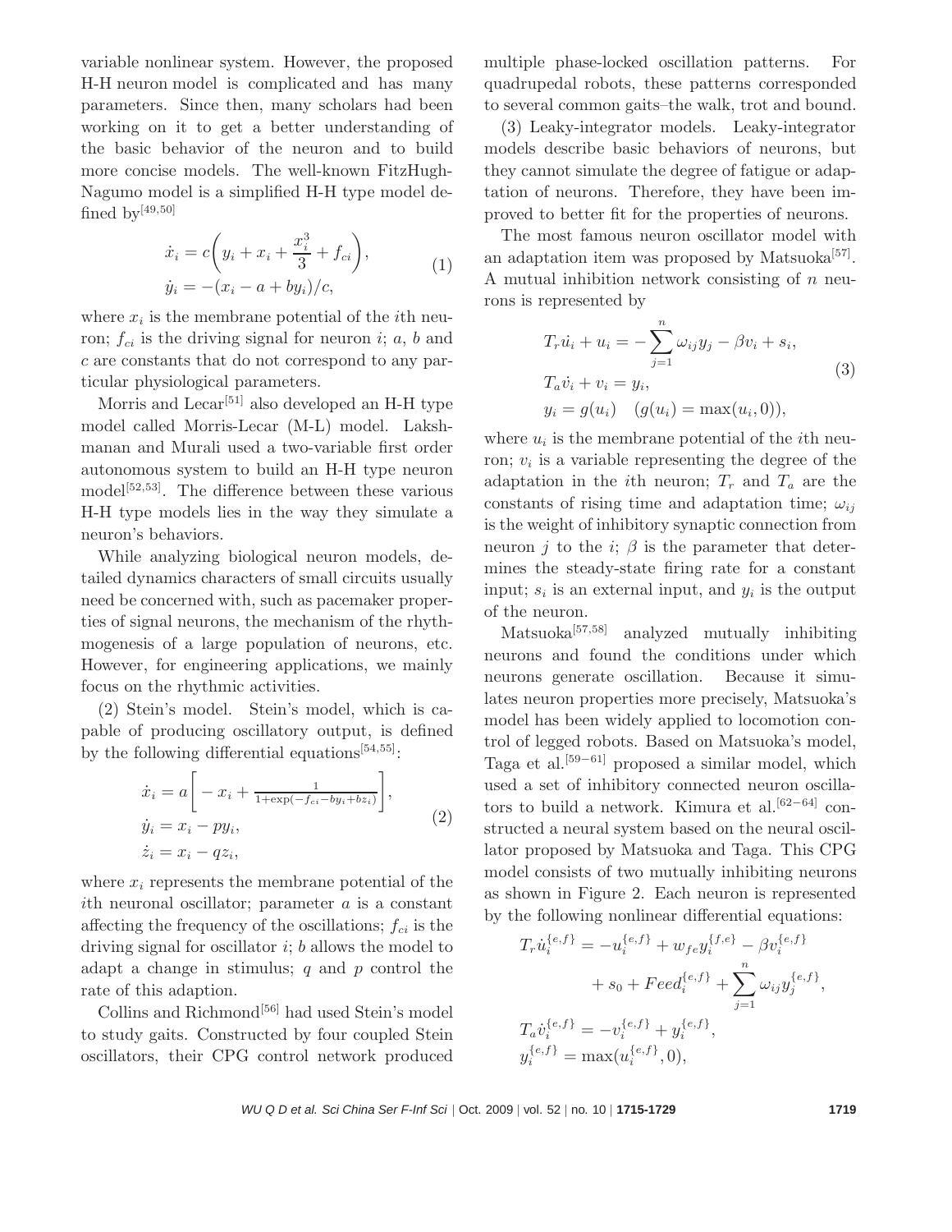variable nonlinear system. However, the proposed H-H neuron model is complicated and has many parameters. Since then, many scholars had been working on it to get a better understanding of the basic behavior of the neuron and to build more concise models. The well-known FitzHugh-Nagumo model is a simplified H-H type model defined by[49,50]

$$
\begin{aligned}
\dot{x}_i &= c\left(y_i + x_i + \frac{x_i^3}{3} + f_{ci}\right),\\
\dot{y}_i &= -(x_i - a + by_i)/c,
\end{aligned}
\tag{1}
$$

where $x_i$ is the membrane potential of the $i$th neuron; $f_{ci}$ is the driving signal for neuron $i$; $a$, $b$ and $c$ are constants that do not correspond to any particular physiological parameters.

Morris and Lecar[51] also developed an H-H type model called Morris-Lecar (M-L) model. Lakshmanan and Murali used a two-variable first order autonomous system to build an H-H type neuron model[52,53]. The difference between these various H-H type models lies in the way they simulate a neuron's behaviors.

While analyzing biological neuron models, detailed dynamics characters of small circuits usually need be concerned with, such as pacemaker properties of signal neurons, the mechanism of the rhythmogenesis of a large population of neurons, etc. However, for engineering applications, we mainly focus on the rhythmic activities.

(2) Stein's model. Stein's model, which is capable of producing oscillatory output, is defined by the following differential equations[54,55]:

$$
\begin{aligned}
\dot{x}_i &= a\left[-x_i + \frac{1}{1+\exp(-f_{ci} - by_i + bz_i)}\right],\\
\dot{y}_i &= x_i - py_i,\\
\dot{z}_i &= x_i - qz_i,
\end{aligned}
\tag{2}
$$

where $x_i$ represents the membrane potential of the $i$th neuronal oscillator; parameter $a$ is a constant affecting the frequency of the oscillations; $f_{ci}$ is the driving signal for oscillator $i$; $b$ allows the model to adapt a change in stimulus; $q$ and $p$ control the rate of this adaption.

Collins and Richmond[56] had used Stein's model to study gaits. Constructed by four coupled Stein oscillators, their CPG control network produced multiple phase-locked oscillation patterns. For quadrupedal robots, these patterns corresponded to several common gaits–the walk, trot and bound.

(3) Leaky-integrator models. Leaky-integrator models describe basic behaviors of neurons, but they cannot simulate the degree of fatigue or adaptation of neurons. Therefore, they have been improved to better fit for the properties of neurons.

The most famous neuron oscillator model with an adaptation item was proposed by Matsuoka[57]. A mutual inhibition network consisting of $n$ neurons is represented by

$$
\begin{aligned}
&T_r\dot{u}_i + u_i = -\sum_{j=1}^{n}\omega_{ij}y_j - \beta v_i + s_i,\\
&T_a\dot{v}_i + v_i = y_i,\\
&y_i = g(u_i) \quad (g(u_i) = \max(u_i, 0)),
\end{aligned}
\tag{3}
$$

where $u_i$ is the membrane potential of the $i$th neuron; $v_i$ is a variable representing the degree of the adaptation in the $i$th neuron; $T_r$ and $T_a$ are the constants of rising time and adaptation time; $\omega_{ij}$ is the weight of inhibitory synaptic connection from neuron $j$ to the $i$; $\beta$ is the parameter that determines the steady-state firing rate for a constant input; $s_i$ is an external input, and $y_i$ is the output of the neuron.

Matsuoka[57,58] analyzed mutually inhibiting neurons and found the conditions under which neurons generate oscillation. Because it simulates neuron properties more precisely, Matsuoka's model has been widely applied to locomotion control of legged robots. Based on Matsuoka's model, Taga et al.[59−61] proposed a similar model, which used a set of inhibitory connected neuron oscillators to build a network. Kimura et al.[62−64] constructed a neural system based on the neural oscillator proposed by Matsuoka and Taga. This CPG model consists of two mutually inhibiting neurons as shown in Figure 2. Each neuron is represented by the following nonlinear differential equations:

$$
\begin{aligned}
T_r\dot{u}_i^{\{e,f\}} &= -u_i^{\{e,f\}} + w_{fe}y_i^{\{f,e\}} - \beta v_i^{\{e,f\}}\\
&\quad + s_0 + Feed_i^{\{e,f\}} + \sum_{j=1}^{n}\omega_{ij}y_j^{\{e,f\}},\\
T_a\dot{v}_i^{\{e,f\}} &= -v_i^{\{e,f\}} + y_i^{\{e,f\}},\\
y_i^{\{e,f\}} &= \max(u_i^{\{e,f\}}, 0),
\end{aligned}
$$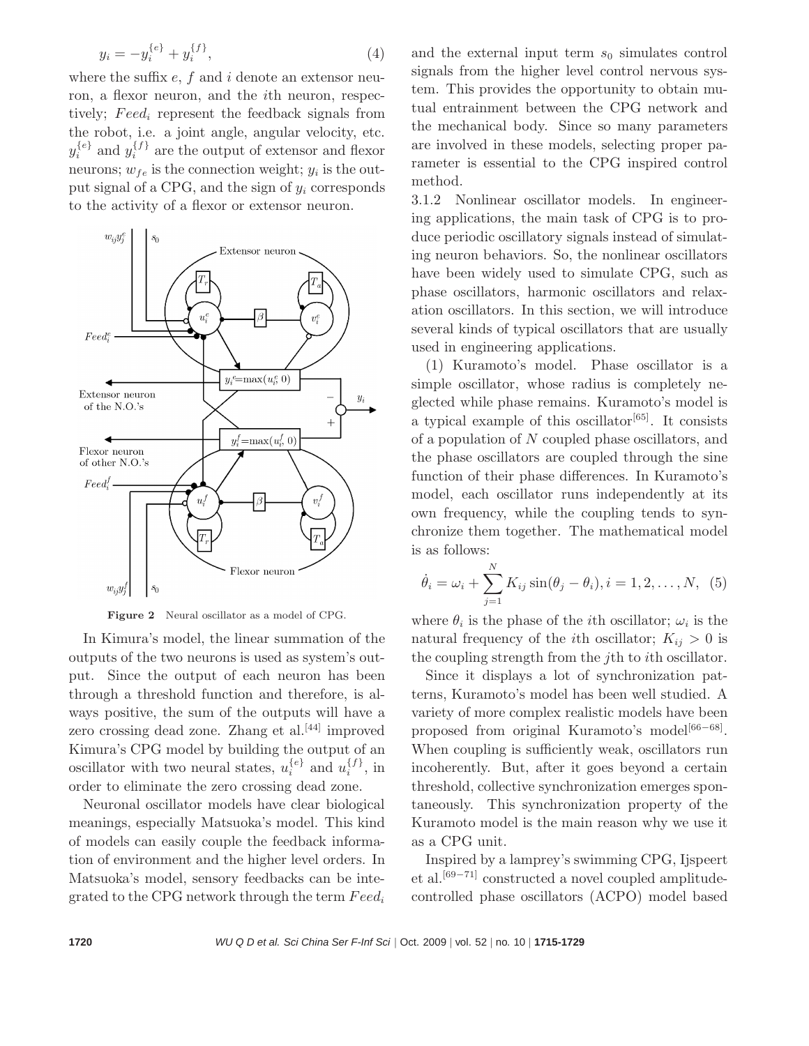$$y_i = -y_i^{\{e\}} + y_i^{\{f\}}, \tag{4}$$

where the suffix $e$, $f$ and $i$ denote an extensor neuron, a flexor neuron, and the $i$th neuron, respectively; $Feed_i$ represent the feedback signals from the robot, i.e. a joint angle, angular velocity, etc. $y_i^{\{e\}}$ and $y_i^{\{f\}}$ are the output of extensor and flexor neurons; $w_{fe}$ is the connection weight; $y_i$ is the output signal of a CPG, and the sign of $y_i$ corresponds to the activity of a flexor or extensor neuron.

**Figure 2** Neural oscillator as a model of CPG.

In Kimura's model, the linear summation of the outputs of the two neurons is used as system's output. Since the output of each neuron has been through a threshold function and therefore, is always positive, the sum of the outputs will have a zero crossing dead zone. Zhang et al.[44] improved Kimura's CPG model by building the output of an oscillator with two neural states, $u_i^{\{e\}}$ and $u_i^{\{f\}}$, in order to eliminate the zero crossing dead zone.

Neuronal oscillator models have clear biological meanings, especially Matsuoka's model. This kind of models can easily couple the feedback information of environment and the higher level orders. In Matsuoka's model, sensory feedbacks can be integrated to the CPG network through the term $Feed_i$ and the external input term $s_0$ simulates control signals from the higher level control nervous system. This provides the opportunity to obtain mutual entrainment between the CPG network and the mechanical body. Since so many parameters are involved in these models, selecting proper parameter is essential to the CPG inspired control method.

3.1.2 Nonlinear oscillator models. In engineering applications, the main task of CPG is to produce periodic oscillatory signals instead of simulating neuron behaviors. So, the nonlinear oscillators have been widely used to simulate CPG, such as phase oscillators, harmonic oscillators and relaxation oscillators. In this section, we will introduce several kinds of typical oscillators that are usually used in engineering applications.

(1) Kuramoto's model. Phase oscillator is a simple oscillator, whose radius is completely neglected while phase remains. Kuramoto's model is a typical example of this oscillator[65]. It consists of a population of $N$ coupled phase oscillators, and the phase oscillators are coupled through the sine function of their phase differences. In Kuramoto's model, each oscillator runs independently at its own frequency, while the coupling tends to synchronize them together. The mathematical model is as follows:

$$\dot{\theta}_i = \omega_i + \sum_{j=1}^{N} K_{ij} \sin(\theta_j - \theta_i), i = 1, 2, \ldots, N, \tag{5}$$

where $\theta_i$ is the phase of the $i$th oscillator; $\omega_i$ is the natural frequency of the $i$th oscillator; $K_{ij} > 0$ is the coupling strength from the $j$th to $i$th oscillator.

Since it displays a lot of synchronization patterns, Kuramoto's model has been well studied. A variety of more complex realistic models have been proposed from original Kuramoto's model[66−68]. When coupling is sufficiently weak, oscillators run incoherently. But, after it goes beyond a certain threshold, collective synchronization emerges spontaneously. This synchronization property of the Kuramoto model is the main reason why we use it as a CPG unit.

Inspired by a lamprey's swimming CPG, Ijspeert et al.[69−71] constructed a novel coupled amplitude-controlled phase oscillators (ACPO) model based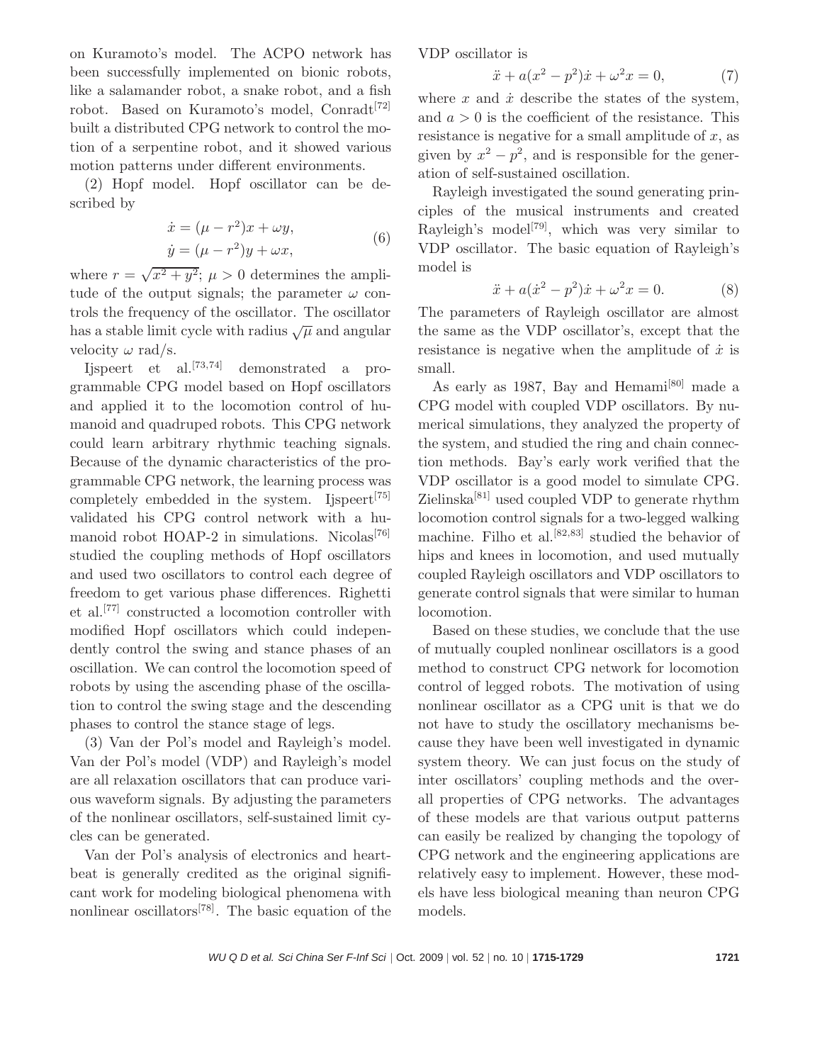on Kuramoto's model. The ACPO network has been successfully implemented on bionic robots, like a salamander robot, a snake robot, and a fish robot. Based on Kuramoto's model, Conradt[72] built a distributed CPG network to control the motion of a serpentine robot, and it showed various motion patterns under different environments.

(2) Hopf model. Hopf oscillator can be described by

$$\begin{aligned} \dot{x} &= (\mu - r^2)x + \omega y, \\ \dot{y} &= (\mu - r^2)y + \omega x, \end{aligned} \tag{6}$$

where $r = \sqrt{x^2 + y^2}$; $\mu > 0$ determines the amplitude of the output signals; the parameter $\omega$ controls the frequency of the oscillator. The oscillator has a stable limit cycle with radius $\sqrt{\mu}$ and angular velocity $\omega$ rad/s.

Ijspeert et al.[73,74] demonstrated a programmable CPG model based on Hopf oscillators and applied it to the locomotion control of humanoid and quadruped robots. This CPG network could learn arbitrary rhythmic teaching signals. Because of the dynamic characteristics of the programmable CPG network, the learning process was completely embedded in the system. Ijspeert[75] validated his CPG control network with a humanoid robot HOAP-2 in simulations. Nicolas[76] studied the coupling methods of Hopf oscillators and used two oscillators to control each degree of freedom to get various phase differences. Righetti et al.[77] constructed a locomotion controller with modified Hopf oscillators which could independently control the swing and stance phases of an oscillation. We can control the locomotion speed of robots by using the ascending phase of the oscillation to control the swing stage and the descending phases to control the stance stage of legs.

(3) Van der Pol's model and Rayleigh's model. Van der Pol's model (VDP) and Rayleigh's model are all relaxation oscillators that can produce various waveform signals. By adjusting the parameters of the nonlinear oscillators, self-sustained limit cycles can be generated.

Van der Pol's analysis of electronics and heartbeat is generally credited as the original significant work for modeling biological phenomena with nonlinear oscillators[78]. The basic equation of the VDP oscillator is

$$\ddot{x} + a(x^2 - p^2)\dot{x} + \omega^2 x = 0, \tag{7}$$

where $x$ and $\dot{x}$ describe the states of the system, and $a > 0$ is the coefficient of the resistance. This resistance is negative for a small amplitude of $x$, as given by $x^2 - p^2$, and is responsible for the generation of self-sustained oscillation.

Rayleigh investigated the sound generating principles of the musical instruments and created Rayleigh's model[79], which was very similar to VDP oscillator. The basic equation of Rayleigh's model is

$$\ddot{x} + a(\dot{x}^2 - p^2)\dot{x} + \omega^2 x = 0. \tag{8}$$

The parameters of Rayleigh oscillator are almost the same as the VDP oscillator's, except that the resistance is negative when the amplitude of $\dot{x}$ is small.

As early as 1987, Bay and Hemami[80] made a CPG model with coupled VDP oscillators. By numerical simulations, they analyzed the property of the system, and studied the ring and chain connection methods. Bay's early work verified that the VDP oscillator is a good model to simulate CPG. Zielinska[81] used coupled VDP to generate rhythm locomotion control signals for a two-legged walking machine. Filho et al.[82,83] studied the behavior of hips and knees in locomotion, and used mutually coupled Rayleigh oscillators and VDP oscillators to generate control signals that were similar to human locomotion.

Based on these studies, we conclude that the use of mutually coupled nonlinear oscillators is a good method to construct CPG network for locomotion control of legged robots. The motivation of using nonlinear oscillator as a CPG unit is that we do not have to study the oscillatory mechanisms because they have been well investigated in dynamic system theory. We can just focus on the study of inter oscillators' coupling methods and the overall properties of CPG networks. The advantages of these models are that various output patterns can easily be realized by changing the topology of CPG network and the engineering applications are relatively easy to implement. However, these models have less biological meaning than neuron CPG models.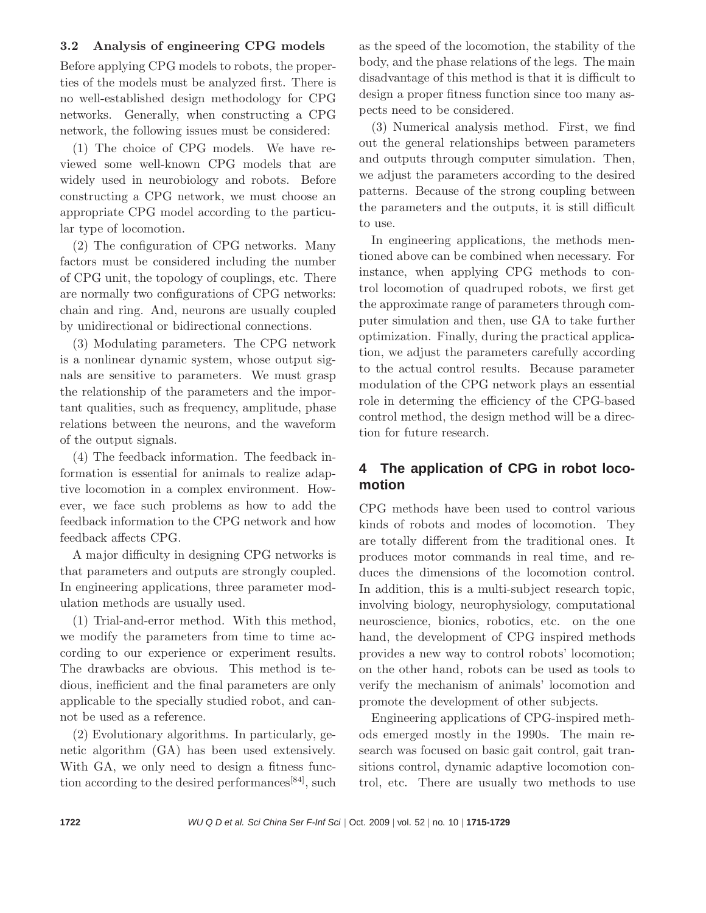### 3.2 Analysis of engineering CPG models

Before applying CPG models to robots, the properties of the models must be analyzed first. There is no well-established design methodology for CPG networks. Generally, when constructing a CPG network, the following issues must be considered:

(1) The choice of CPG models. We have reviewed some well-known CPG models that are widely used in neurobiology and robots. Before constructing a CPG network, we must choose an appropriate CPG model according to the particular type of locomotion.

(2) The configuration of CPG networks. Many factors must be considered including the number of CPG unit, the topology of couplings, etc. There are normally two configurations of CPG networks: chain and ring. And, neurons are usually coupled by unidirectional or bidirectional connections.

(3) Modulating parameters. The CPG network is a nonlinear dynamic system, whose output signals are sensitive to parameters. We must grasp the relationship of the parameters and the important qualities, such as frequency, amplitude, phase relations between the neurons, and the waveform of the output signals.

(4) The feedback information. The feedback information is essential for animals to realize adaptive locomotion in a complex environment. However, we face such problems as how to add the feedback information to the CPG network and how feedback affects CPG.

A major difficulty in designing CPG networks is that parameters and outputs are strongly coupled. In engineering applications, three parameter modulation methods are usually used.

(1) Trial-and-error method. With this method, we modify the parameters from time to time according to our experience or experiment results. The drawbacks are obvious. This method is tedious, inefficient and the final parameters are only applicable to the specially studied robot, and cannot be used as a reference.

(2) Evolutionary algorithms. In particularly, genetic algorithm (GA) has been used extensively. With GA, we only need to design a fitness function according to the desired performances[84], such as the speed of the locomotion, the stability of the body, and the phase relations of the legs. The main disadvantage of this method is that it is difficult to design a proper fitness function since too many aspects need to be considered.

(3) Numerical analysis method. First, we find out the general relationships between parameters and outputs through computer simulation. Then, we adjust the parameters according to the desired patterns. Because of the strong coupling between the parameters and the outputs, it is still difficult to use.

In engineering applications, the methods mentioned above can be combined when necessary. For instance, when applying CPG methods to control locomotion of quadruped robots, we first get the approximate range of parameters through computer simulation and then, use GA to take further optimization. Finally, during the practical application, we adjust the parameters carefully according to the actual control results. Because parameter modulation of the CPG network plays an essential role in determing the efficiency of the CPG-based control method, the design method will be a direction for future research.

## 4 The application of CPG in robot locomotion

CPG methods have been used to control various kinds of robots and modes of locomotion. They are totally different from the traditional ones. It produces motor commands in real time, and reduces the dimensions of the locomotion control. In addition, this is a multi-subject research topic, involving biology, neurophysiology, computational neuroscience, bionics, robotics, etc. on the one hand, the development of CPG inspired methods provides a new way to control robots' locomotion; on the other hand, robots can be used as tools to verify the mechanism of animals' locomotion and promote the development of other subjects.

Engineering applications of CPG-inspired methods emerged mostly in the 1990s. The main research was focused on basic gait control, gait transitions control, dynamic adaptive locomotion control, etc. There are usually two methods to use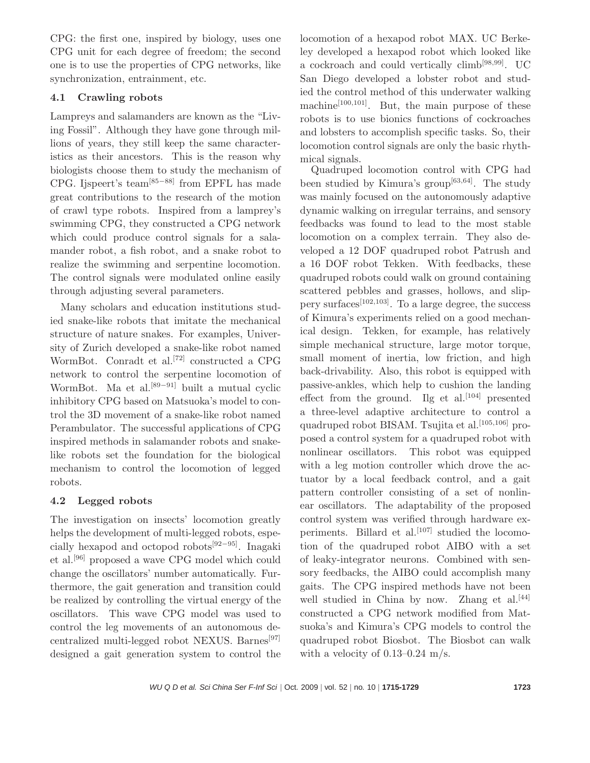CPG: the first one, inspired by biology, uses one CPG unit for each degree of freedom; the second one is to use the properties of CPG networks, like synchronization, entrainment, etc.

### 4.1 Crawling robots

Lampreys and salamanders are known as the "Living Fossil". Although they have gone through millions of years, they still keep the same characteristics as their ancestors. This is the reason why biologists choose them to study the mechanism of CPG. Ijspeert's team[85−88] from EPFL has made great contributions to the research of the motion of crawl type robots. Inspired from a lamprey's swimming CPG, they constructed a CPG network which could produce control signals for a salamander robot, a fish robot, and a snake robot to realize the swimming and serpentine locomotion. The control signals were modulated online easily through adjusting several parameters.

Many scholars and education institutions studied snake-like robots that imitate the mechanical structure of nature snakes. For examples, University of Zurich developed a snake-like robot named WormBot. Conradt et al.[72] constructed a CPG network to control the serpentine locomotion of WormBot. Ma et al.[89−91] built a mutual cyclic inhibitory CPG based on Matsuoka's model to control the 3D movement of a snake-like robot named Perambulator. The successful applications of CPG inspired methods in salamander robots and snake-like robots set the foundation for the biological mechanism to control the locomotion of legged robots.

### 4.2 Legged robots

The investigation on insects' locomotion greatly helps the development of multi-legged robots, especially hexapod and octopod robots[92−95]. Inagaki et al.[96] proposed a wave CPG model which could change the oscillators' number automatically. Furthermore, the gait generation and transition could be realized by controlling the virtual energy of the oscillators. This wave CPG model was used to control the leg movements of an autonomous decentralized multi-legged robot NEXUS. Barnes[97] designed a gait generation system to control the locomotion of a hexapod robot MAX. UC Berkeley developed a hexapod robot which looked like a cockroach and could vertically climb[98,99]. UC San Diego developed a lobster robot and studied the control method of this underwater walking machine[100,101]. But, the main purpose of these robots is to use bionics functions of cockroaches and lobsters to accomplish specific tasks. So, their locomotion control signals are only the basic rhythmical signals.

Quadruped locomotion control with CPG had been studied by Kimura's group[63,64]. The study was mainly focused on the autonomously adaptive dynamic walking on irregular terrains, and sensory feedbacks was found to lead to the most stable locomotion on a complex terrain. They also developed a 12 DOF quadruped robot Patrush and a 16 DOF robot Tekken. With feedbacks, these quadruped robots could walk on ground containing scattered pebbles and grasses, hollows, and slippery surfaces[102,103]. To a large degree, the success of Kimura's experiments relied on a good mechanical design. Tekken, for example, has relatively simple mechanical structure, large motor torque, small moment of inertia, low friction, and high back-drivability. Also, this robot is equipped with passive-ankles, which help to cushion the landing effect from the ground. Ilg et al.[104] presented a three-level adaptive architecture to control a quadruped robot BISAM. Tsujita et al.[105,106] proposed a control system for a quadruped robot with nonlinear oscillators. This robot was equipped with a leg motion controller which drove the actuator by a local feedback control, and a gait pattern controller consisting of a set of nonlinear oscillators. The adaptability of the proposed control system was verified through hardware experiments. Billard et al.[107] studied the locomotion of the quadruped robot AIBO with a set of leaky-integrator neurons. Combined with sensory feedbacks, the AIBO could accomplish many gaits. The CPG inspired methods have not been well studied in China by now. Zhang et al.[44] constructed a CPG network modified from Matsuoka's and Kimura's CPG models to control the quadruped robot Biosbot. The Biosbot can walk with a velocity of 0.13–0.24 m/s.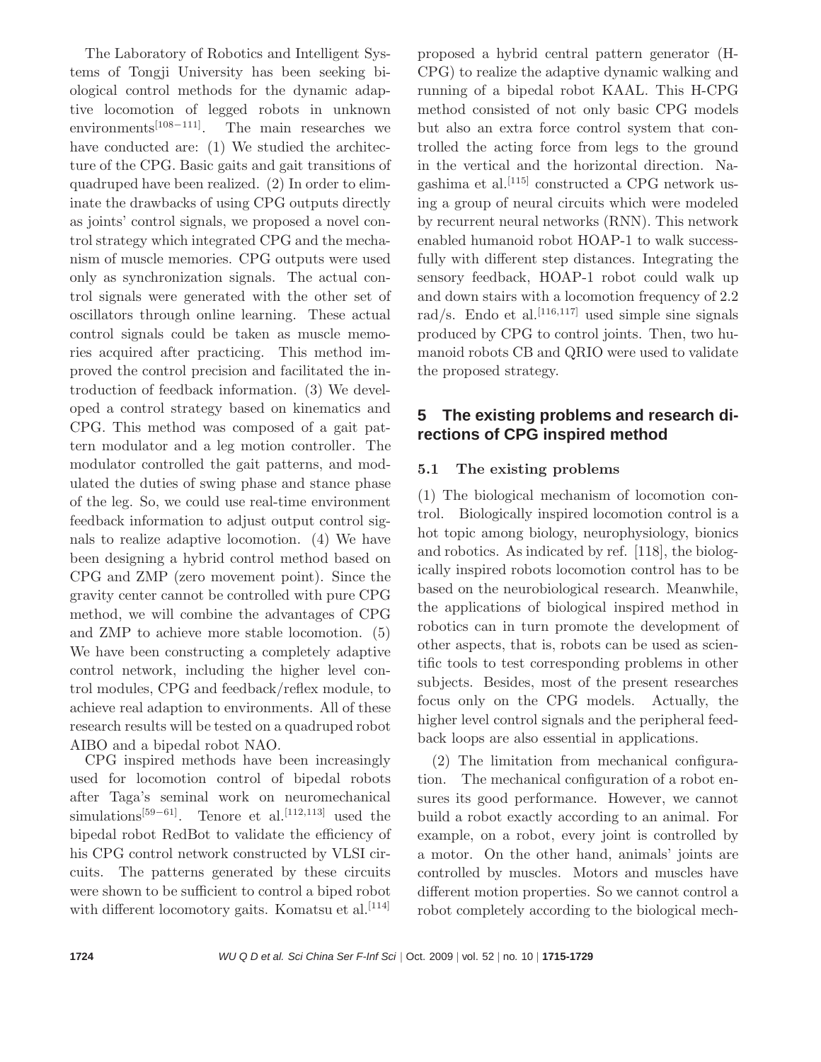The Laboratory of Robotics and Intelligent Systems of Tongji University has been seeking biological control methods for the dynamic adaptive locomotion of legged robots in unknown environments[108−111]. The main researches we have conducted are: (1) We studied the architecture of the CPG. Basic gaits and gait transitions of quadruped have been realized. (2) In order to eliminate the drawbacks of using CPG outputs directly as joints' control signals, we proposed a novel control strategy which integrated CPG and the mechanism of muscle memories. CPG outputs were used only as synchronization signals. The actual control signals were generated with the other set of oscillators through online learning. These actual control signals could be taken as muscle memories acquired after practicing. This method improved the control precision and facilitated the introduction of feedback information. (3) We developed a control strategy based on kinematics and CPG. This method was composed of a gait pattern modulator and a leg motion controller. The modulator controlled the gait patterns, and modulated the duties of swing phase and stance phase of the leg. So, we could use real-time environment feedback information to adjust output control signals to realize adaptive locomotion. (4) We have been designing a hybrid control method based on CPG and ZMP (zero movement point). Since the gravity center cannot be controlled with pure CPG method, we will combine the advantages of CPG and ZMP to achieve more stable locomotion. (5) We have been constructing a completely adaptive control network, including the higher level control modules, CPG and feedback/reflex module, to achieve real adaption to environments. All of these research results will be tested on a quadruped robot AIBO and a bipedal robot NAO.

CPG inspired methods have been increasingly used for locomotion control of bipedal robots after Taga's seminal work on neuromechanical simulations[59−61]. Tenore et al.[112,113] used the bipedal robot RedBot to validate the efficiency of his CPG control network constructed by VLSI circuits. The patterns generated by these circuits were shown to be sufficient to control a biped robot with different locomotory gaits. Komatsu et al.[114] proposed a hybrid central pattern generator (H-CPG) to realize the adaptive dynamic walking and running of a bipedal robot KAAL. This H-CPG method consisted of not only basic CPG models but also an extra force control system that controlled the acting force from legs to the ground in the vertical and the horizontal direction. Nagashima et al.[115] constructed a CPG network using a group of neural circuits which were modeled by recurrent neural networks (RNN). This network enabled humanoid robot HOAP-1 to walk successfully with different step distances. Integrating the sensory feedback, HOAP-1 robot could walk up and down stairs with a locomotion frequency of 2.2 rad/s. Endo et al.[116,117] used simple sine signals produced by CPG to control joints. Then, two humanoid robots CB and QRIO were used to validate the proposed strategy.

## 5 The existing problems and research directions of CPG inspired method

### 5.1 The existing problems

(1) The biological mechanism of locomotion control. Biologically inspired locomotion control is a hot topic among biology, neurophysiology, bionics and robotics. As indicated by ref. [118], the biologically inspired robots locomotion control has to be based on the neurobiological research. Meanwhile, the applications of biological inspired method in robotics can in turn promote the development of other aspects, that is, robots can be used as scientific tools to test corresponding problems in other subjects. Besides, most of the present researches focus only on the CPG models. Actually, the higher level control signals and the peripheral feedback loops are also essential in applications.

(2) The limitation from mechanical configuration. The mechanical configuration of a robot ensures its good performance. However, we cannot build a robot exactly according to an animal. For example, on a robot, every joint is controlled by a motor. On the other hand, animals' joints are controlled by muscles. Motors and muscles have different motion properties. So we cannot control a robot completely according to the biological mech-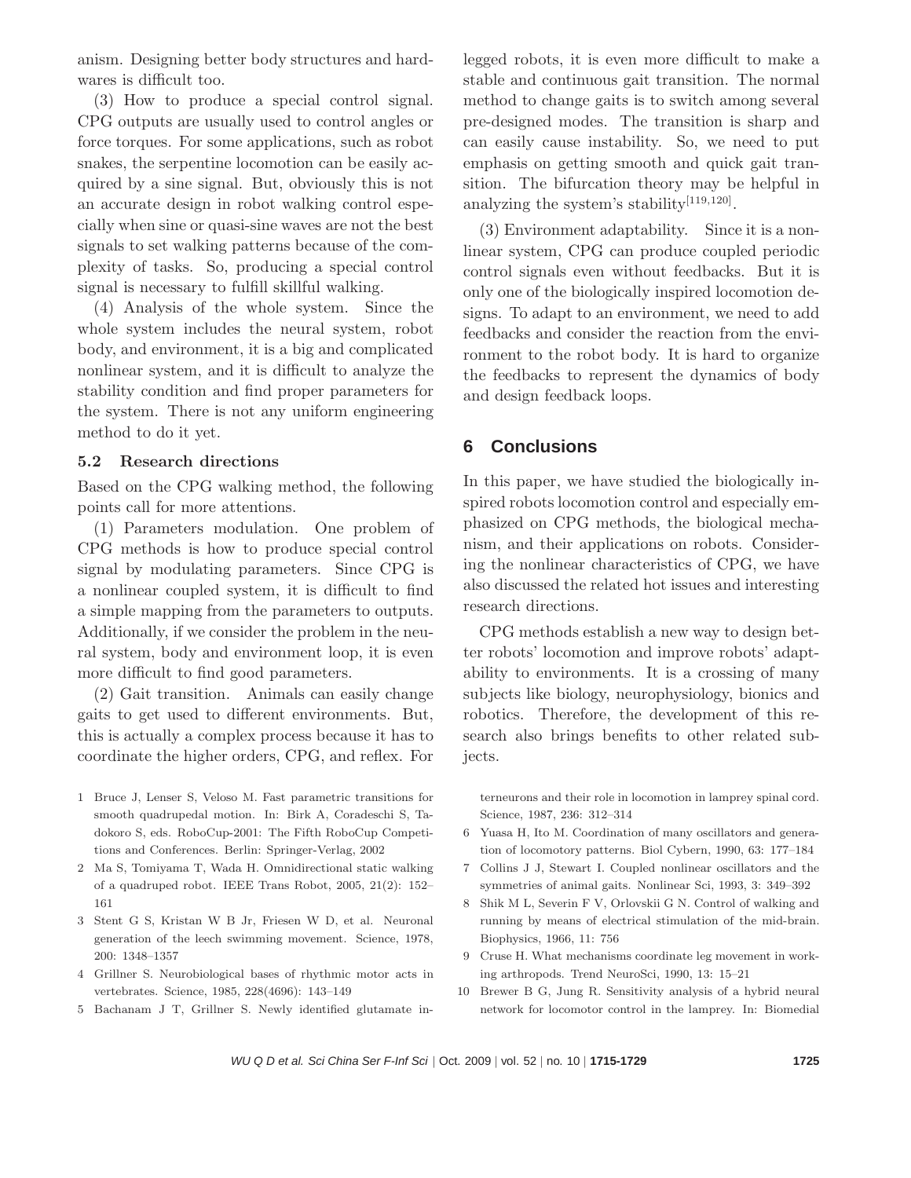anism. Designing better body structures and hardwares is difficult too.

(3) How to produce a special control signal. CPG outputs are usually used to control angles or force torques. For some applications, such as robot snakes, the serpentine locomotion can be easily acquired by a sine signal. But, obviously this is not an accurate design in robot walking control especially when sine or quasi-sine waves are not the best signals to set walking patterns because of the complexity of tasks. So, producing a special control signal is necessary to fulfill skillful walking.

(4) Analysis of the whole system. Since the whole system includes the neural system, robot body, and environment, it is a big and complicated nonlinear system, and it is difficult to analyze the stability condition and find proper parameters for the system. There is not any uniform engineering method to do it yet.

### 5.2 Research directions

Based on the CPG walking method, the following points call for more attentions.

(1) Parameters modulation. One problem of CPG methods is how to produce special control signal by modulating parameters. Since CPG is a nonlinear coupled system, it is difficult to find a simple mapping from the parameters to outputs. Additionally, if we consider the problem in the neural system, body and environment loop, it is even more difficult to find good parameters.

(2) Gait transition. Animals can easily change gaits to get used to different environments. But, this is actually a complex process because it has to coordinate the higher orders, CPG, and reflex. For legged robots, it is even more difficult to make a stable and continuous gait transition. The normal method to change gaits is to switch among several pre-designed modes. The transition is sharp and can easily cause instability. So, we need to put emphasis on getting smooth and quick gait transition. The bifurcation theory may be helpful in analyzing the system's stability[119,120].

(3) Environment adaptability. Since it is a nonlinear system, CPG can produce coupled periodic control signals even without feedbacks. But it is only one of the biologically inspired locomotion designs. To adapt to an environment, we need to add feedbacks and consider the reaction from the environment to the robot body. It is hard to organize the feedbacks to represent the dynamics of body and design feedback loops.

## 6 Conclusions

In this paper, we have studied the biologically inspired robots locomotion control and especially emphasized on CPG methods, the biological mechanism, and their applications on robots. Considering the nonlinear characteristics of CPG, we have also discussed the related hot issues and interesting research directions.

CPG methods establish a new way to design better robots' locomotion and improve robots' adaptability to environments. It is a crossing of many subjects like biology, neurophysiology, bionics and robotics. Therefore, the development of this research also brings benefits to other related subjects.

1 Bruce J, Lenser S, Veloso M. Fast parametric transitions for smooth quadrupedal motion. In: Birk A, Coradeschi S, Tadokoro S, eds. RoboCup-2001: The Fifth RoboCup Competitions and Conferences. Berlin: Springer-Verlag, 2002

2 Ma S, Tomiyama T, Wada H. Omnidirectional static walking of a quadruped robot. IEEE Trans Robot, 2005, 21(2): 152–161

3 Stent G S, Kristan W B Jr, Friesen W D, et al. Neuronal generation of the leech swimming movement. Science, 1978, 200: 1348–1357

4 Grillner S. Neurobiological bases of rhythmic motor acts in vertebrates. Science, 1985, 228(4696): 143–149

5 Bachanam J T, Grillner S. Newly identified glutamate interneurons and their role in locomotion in lamprey spinal cord. Science, 1987, 236: 312–314

6 Yuasa H, Ito M. Coordination of many oscillators and generation of locomotory patterns. Biol Cybern, 1990, 63: 177–184

7 Collins J J, Stewart I. Coupled nonlinear oscillators and the symmetries of animal gaits. Nonlinear Sci, 1993, 3: 349–392

8 Shik M L, Severin F V, Orlovskii G N. Control of walking and running by means of electrical stimulation of the mid-brain. Biophysics, 1966, 11: 756

9 Cruse H. What mechanisms coordinate leg movement in working arthropods. Trend NeuroSci, 1990, 13: 15–21

10 Brewer B G, Jung R. Sensitivity analysis of a hybrid neural network for locomotor control in the lamprey. In: Biomedial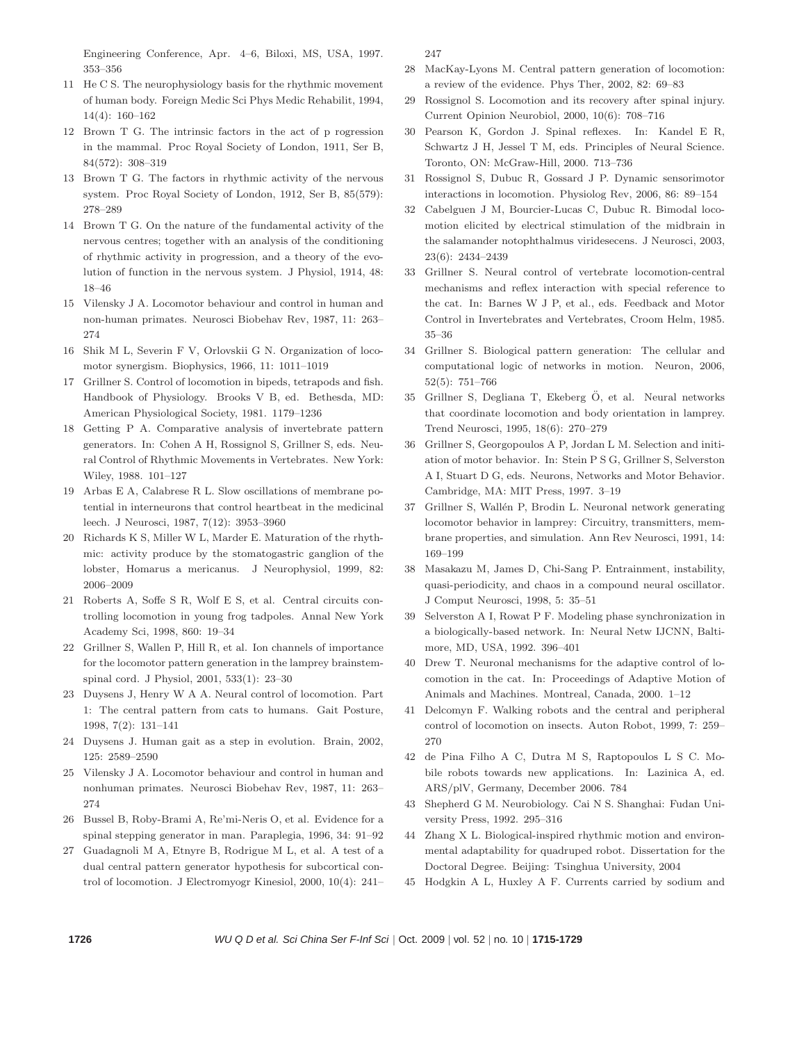Engineering Conference, Apr. 4–6, Biloxi, MS, USA, 1997. 353–356

11 He C S. The neurophysiology basis for the rhythmic movement of human body. Foreign Medic Sci Phys Medic Rehabilit, 1994, 14(4): 160–162

12 Brown T G. The intrinsic factors in the act of p rogression in the mammal. Proc Royal Society of London, 1911, Ser B, 84(572): 308–319

13 Brown T G. The factors in rhythmic activity of the nervous system. Proc Royal Society of London, 1912, Ser B, 85(579): 278–289

14 Brown T G. On the nature of the fundamental activity of the nervous centres; together with an analysis of the conditioning of rhythmic activity in progression, and a theory of the evolution of function in the nervous system. J Physiol, 1914, 48: 18–46

15 Vilensky J A. Locomotor behaviour and control in human and non-human primates. Neurosci Biobehav Rev, 1987, 11: 263–274

16 Shik M L, Severin F V, Orlovskii G N. Organization of locomotor synergism. Biophysics, 1966, 11: 1011–1019

17 Grillner S. Control of locomotion in bipeds, tetrapods and fish. Handbook of Physiology. Brooks V B, ed. Bethesda, MD: American Physiological Society, 1981. 1179–1236

18 Getting P A. Comparative analysis of invertebrate pattern generators. In: Cohen A H, Rossignol S, Grillner S, eds. Neural Control of Rhythmic Movements in Vertebrates. New York: Wiley, 1988. 101–127

19 Arbas E A, Calabrese R L. Slow oscillations of membrane potential in interneurons that control heartbeat in the medicinal leech. J Neurosci, 1987, 7(12): 3953–3960

20 Richards K S, Miller W L, Marder E. Maturation of the rhythmic: activity produce by the stomatogastric ganglion of the lobster, Homarus a mericanus. J Neurophysiol, 1999, 82: 2006–2009

21 Roberts A, Soffe S R, Wolf E S, et al. Central circuits controlling locomotion in young frog tadpoles. Annal New York Academy Sci, 1998, 860: 19–34

22 Grillner S, Wallen P, Hill R, et al. Ion channels of importance for the locomotor pattern generation in the lamprey brainstem-spinal cord. J Physiol, 2001, 533(1): 23–30

23 Duysens J, Henry W A A. Neural control of locomotion. Part 1: The central pattern from cats to humans. Gait Posture, 1998, 7(2): 131–141

24 Duysens J. Human gait as a step in evolution. Brain, 2002, 125: 2589–2590

25 Vilensky J A. Locomotor behaviour and control in human and nonhuman primates. Neurosci Biobehav Rev, 1987, 11: 263–274

26 Bussel B, Roby-Brami A, Re'mi-Neris O, et al. Evidence for a spinal stepping generator in man. Paraplegia, 1996, 34: 91–92

27 Guadagnoli M A, Etnyre B, Rodrigue M L, et al. A test of a dual central pattern generator hypothesis for subcortical control of locomotion. J Electromyogr Kinesiol, 2000, 10(4): 241–247

28 MacKay-Lyons M. Central pattern generation of locomotion: a review of the evidence. Phys Ther, 2002, 82: 69–83

29 Rossignol S. Locomotion and its recovery after spinal injury. Current Opinion Neurobiol, 2000, 10(6): 708–716

30 Pearson K, Gordon J. Spinal reflexes. In: Kandel E R, Schwartz J H, Jessel T M, eds. Principles of Neural Science. Toronto, ON: McGraw-Hill, 2000. 713–736

31 Rossignol S, Dubuc R, Gossard J P. Dynamic sensorimotor interactions in locomotion. Physiolog Rev, 2006, 86: 89–154

32 Cabelguen J M, Bourcier-Lucas C, Dubuc R. Bimodal locomotion elicited by electrical stimulation of the midbrain in the salamander notophthalmus viridesecens. J Neurosci, 2003, 23(6): 2434–2439

33 Grillner S. Neural control of vertebrate locomotion-central mechanisms and reflex interaction with special reference to the cat. In: Barnes W J P, et al., eds. Feedback and Motor Control in Invertebrates and Vertebrates, Croom Helm, 1985. 35–36

34 Grillner S. Biological pattern generation: The cellular and computational logic of networks in motion. Neuron, 2006, 52(5): 751–766

35 Grillner S, Degliana T, Ekeberg Ö, et al. Neural networks that coordinate locomotion and body orientation in lamprey. Trend Neurosci, 1995, 18(6): 270–279

36 Grillner S, Georgopoulos A P, Jordan L M. Selection and initiation of motor behavior. In: Stein P S G, Grillner S, Selverston A I, Stuart D G, eds. Neurons, Networks and Motor Behavior. Cambridge, MA: MIT Press, 1997. 3–19

37 Grillner S, Wallén P, Brodin L. Neuronal network generating locomotor behavior in lamprey: Circuitry, transmitters, membrane properties, and simulation. Ann Rev Neurosci, 1991, 14: 169–199

38 Masakazu M, James D, Chi-Sang P. Entrainment, instability, quasi-periodicity, and chaos in a compound neural oscillator. J Comput Neurosci, 1998, 5: 35–51

39 Selverston A I, Rowat P F. Modeling phase synchronization in a biologically-based network. In: Neural Netw IJCNN, Baltimore, MD, USA, 1992. 396–401

40 Drew T. Neuronal mechanisms for the adaptive control of locomotion in the cat. In: Proceedings of Adaptive Motion of Animals and Machines. Montreal, Canada, 2000. 1–12

41 Delcomyn F. Walking robots and the central and peripheral control of locomotion on insects. Auton Robot, 1999, 7: 259–270

42 de Pina Filho A C, Dutra M S, Raptopoulos L S C. Mobile robots towards new applications. In: Lazinica A, ed. ARS/plV, Germany, December 2006. 784

43 Shepherd G M. Neurobiology. Cai N S. Shanghai: Fudan University Press, 1992. 295–316

44 Zhang X L. Biological-inspired rhythmic motion and environmental adaptability for quadruped robot. Dissertation for the Doctoral Degree. Beijing: Tsinghua University, 2004

45 Hodgkin A L, Huxley A F. Currents carried by sodium and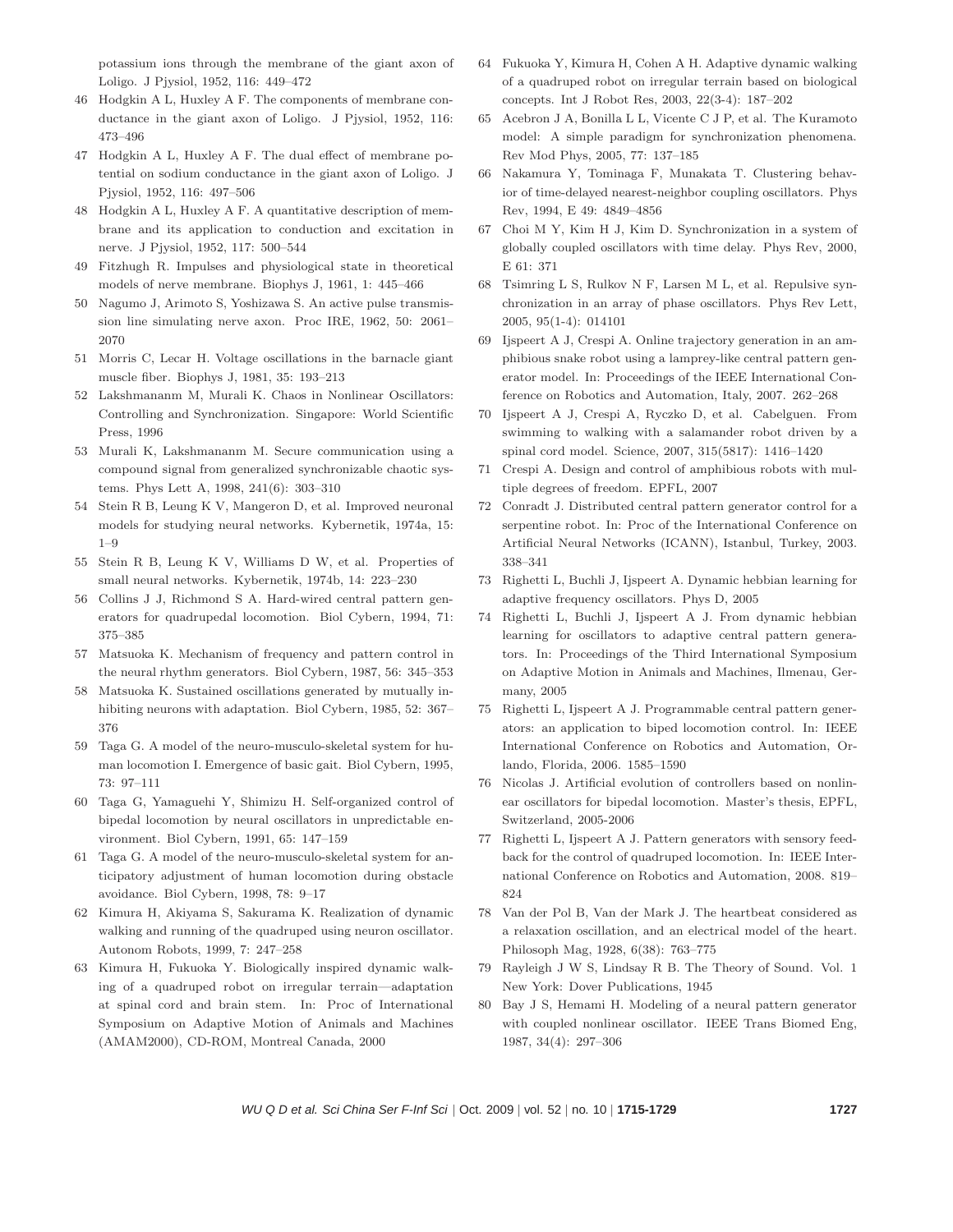potassium ions through the membrane of the giant axon of Loligo. J Pjysiol, 1952, 116: 449–472

46 Hodgkin A L, Huxley A F. The components of membrane conductance in the giant axon of Loligo. J Pjysiol, 1952, 116: 473–496

47 Hodgkin A L, Huxley A F. The dual effect of membrane potential on sodium conductance in the giant axon of Loligo. J Pjysiol, 1952, 116: 497–506

48 Hodgkin A L, Huxley A F. A quantitative description of membrane and its application to conduction and excitation in nerve. J Pjysiol, 1952, 117: 500–544

49 Fitzhugh R. Impulses and physiological state in theoretical models of nerve membrane. Biophys J, 1961, 1: 445–466

50 Nagumo J, Arimoto S, Yoshizawa S. An active pulse transmission line simulating nerve axon. Proc IRE, 1962, 50: 2061–2070

51 Morris C, Lecar H. Voltage oscillations in the barnacle giant muscle fiber. Biophys J, 1981, 35: 193–213

52 Lakshmananm M, Murali K. Chaos in Nonlinear Oscillators: Controlling and Synchronization. Singapore: World Scientific Press, 1996

53 Murali K, Lakshmananm M. Secure communication using a compound signal from generalized synchronizable chaotic systems. Phys Lett A, 1998, 241(6): 303–310

54 Stein R B, Leung K V, Mangeron D, et al. Improved neuronal models for studying neural networks. Kybernetik, 1974a, 15: 1–9

55 Stein R B, Leung K V, Williams D W, et al. Properties of small neural networks. Kybernetik, 1974b, 14: 223–230

56 Collins J J, Richmond S A. Hard-wired central pattern generators for quadrupedal locomotion. Biol Cybern, 1994, 71: 375–385

57 Matsuoka K. Mechanism of frequency and pattern control in the neural rhythm generators. Biol Cybern, 1987, 56: 345–353

58 Matsuoka K. Sustained oscillations generated by mutually inhibiting neurons with adaptation. Biol Cybern, 1985, 52: 367–376

59 Taga G. A model of the neuro-musculo-skeletal system for human locomotion I. Emergence of basic gait. Biol Cybern, 1995, 73: 97–111

60 Taga G, Yamaguehi Y, Shimizu H. Self-organized control of bipedal locomotion by neural oscillators in unpredictable environment. Biol Cybern, 1991, 65: 147–159

61 Taga G. A model of the neuro-musculo-skeletal system for anticipatory adjustment of human locomotion during obstacle avoidance. Biol Cybern, 1998, 78: 9–17

62 Kimura H, Akiyama S, Sakurama K. Realization of dynamic walking and running of the quadruped using neuron oscillator. Autonom Robots, 1999, 7: 247–258

63 Kimura H, Fukuoka Y. Biologically inspired dynamic walking of a quadruped robot on irregular terrain—adaptation at spinal cord and brain stem. In: Proc of International Symposium on Adaptive Motion of Animals and Machines (AMAM2000), CD-ROM, Montreal Canada, 2000

64 Fukuoka Y, Kimura H, Cohen A H. Adaptive dynamic walking of a quadruped robot on irregular terrain based on biological concepts. Int J Robot Res, 2003, 22(3-4): 187–202

65 Acebron J A, Bonilla L L, Vicente C J P, et al. The Kuramoto model: A simple paradigm for synchronization phenomena. Rev Mod Phys, 2005, 77: 137–185

66 Nakamura Y, Tominaga F, Munakata T. Clustering behavior of time-delayed nearest-neighbor coupling oscillators. Phys Rev, 1994, E 49: 4849–4856

67 Choi M Y, Kim H J, Kim D. Synchronization in a system of globally coupled oscillators with time delay. Phys Rev, 2000, E 61: 371

68 Tsimring L S, Rulkov N F, Larsen M L, et al. Repulsive synchronization in an array of phase oscillators. Phys Rev Lett, 2005, 95(1-4): 014101

69 Ijspeert A J, Crespi A. Online trajectory generation in an amphibious snake robot using a lamprey-like central pattern generator model. In: Proceedings of the IEEE International Conference on Robotics and Automation, Italy, 2007. 262–268

70 Ijspeert A J, Crespi A, Ryczko D, et al. Cabelguen. From swimming to walking with a salamander robot driven by a spinal cord model. Science, 2007, 315(5817): 1416–1420

71 Crespi A. Design and control of amphibious robots with multiple degrees of freedom. EPFL, 2007

72 Conradt J. Distributed central pattern generator control for a serpentine robot. In: Proc of the International Conference on Artificial Neural Networks (ICANN), Istanbul, Turkey, 2003. 338–341

73 Righetti L, Buchli J, Ijspeert A. Dynamic hebbian learning for adaptive frequency oscillators. Phys D, 2005

74 Righetti L, Buchli J, Ijspeert A J. From dynamic hebbian learning for oscillators to adaptive central pattern generators. In: Proceedings of the Third International Symposium on Adaptive Motion in Animals and Machines, Ilmenau, Germany, 2005

75 Righetti L, Ijspeert A J. Programmable central pattern generators: an application to biped locomotion control. In: IEEE International Conference on Robotics and Automation, Orlando, Florida, 2006. 1585–1590

76 Nicolas J. Artificial evolution of controllers based on nonlinear oscillators for bipedal locomotion. Master's thesis, EPFL, Switzerland, 2005-2006

77 Righetti L, Ijspeert A J. Pattern generators with sensory feedback for the control of quadruped locomotion. In: IEEE International Conference on Robotics and Automation, 2008. 819–824

78 Van der Pol B, Van der Mark J. The heartbeat considered as a relaxation oscillation, and an electrical model of the heart. Philosoph Mag, 1928, 6(38): 763–775

79 Rayleigh J W S, Lindsay R B. The Theory of Sound. Vol. 1 New York: Dover Publications, 1945

80 Bay J S, Hemami H. Modeling of a neural pattern generator with coupled nonlinear oscillator. IEEE Trans Biomed Eng, 1987, 34(4): 297–306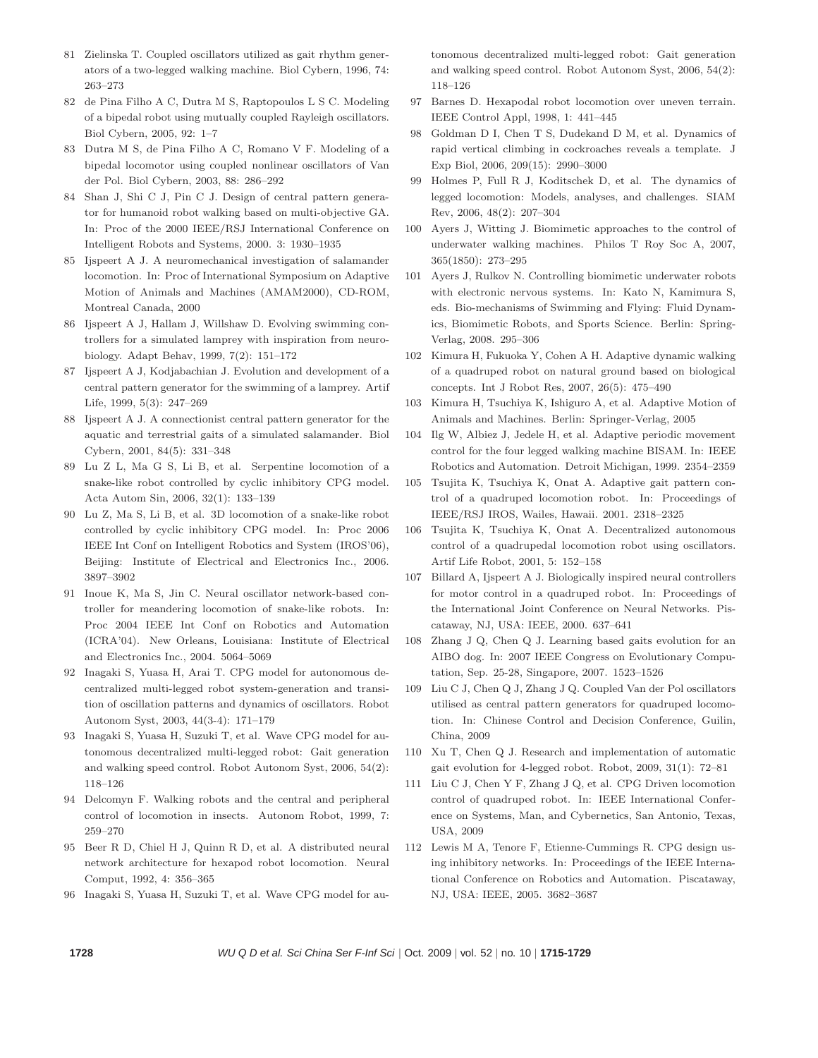81 Zielinska T. Coupled oscillators utilized as gait rhythm generators of a two-legged walking machine. Biol Cybern, 1996, 74: 263–273

82 de Pina Filho A C, Dutra M S, Raptopoulos L S C. Modeling of a bipedal robot using mutually coupled Rayleigh oscillators. Biol Cybern, 2005, 92: 1–7

83 Dutra M S, de Pina Filho A C, Romano V F. Modeling of a bipedal locomotor using coupled nonlinear oscillators of Van der Pol. Biol Cybern, 2003, 88: 286–292

84 Shan J, Shi C J, Pin C J. Design of central pattern generator for humanoid robot walking based on multi-objective GA. In: Proc of the 2000 IEEE/RSJ International Conference on Intelligent Robots and Systems, 2000. 3: 1930–1935

85 Ijspeert A J. A neuromechanical investigation of salamander locomotion. In: Proc of International Symposium on Adaptive Motion of Animals and Machines (AMAM2000), CD-ROM, Montreal Canada, 2000

86 Ijspeert A J, Hallam J, Willshaw D. Evolving swimming controllers for a simulated lamprey with inspiration from neurobiology. Adapt Behav, 1999, 7(2): 151–172

87 Ijspeert A J, Kodjabachian J. Evolution and development of a central pattern generator for the swimming of a lamprey. Artif Life, 1999, 5(3): 247–269

88 Ijspeert A J. A connectionist central pattern generator for the aquatic and terrestrial gaits of a simulated salamander. Biol Cybern, 2001, 84(5): 331–348

89 Lu Z L, Ma G S, Li B, et al. Serpentine locomotion of a snake-like robot controlled by cyclic inhibitory CPG model. Acta Autom Sin, 2006, 32(1): 133–139

90 Lu Z, Ma S, Li B, et al. 3D locomotion of a snake-like robot controlled by cyclic inhibitory CPG model. In: Proc 2006 IEEE Int Conf on Intelligent Robotics and System (IROS'06), Beijing: Institute of Electrical and Electronics Inc., 2006. 3897–3902

91 Inoue K, Ma S, Jin C. Neural oscillator network-based controller for meandering locomotion of snake-like robots. In: Proc 2004 IEEE Int Conf on Robotics and Automation (ICRA'04). New Orleans, Louisiana: Institute of Electrical and Electronics Inc., 2004. 5064–5069

92 Inagaki S, Yuasa H, Arai T. CPG model for autonomous decentralized multi-legged robot system-generation and transition of oscillation patterns and dynamics of oscillators. Robot Autonom Syst, 2003, 44(3-4): 171–179

93 Inagaki S, Yuasa H, Suzuki T, et al. Wave CPG model for autonomous decentralized multi-legged robot: Gait generation and walking speed control. Robot Autonom Syst, 2006, 54(2): 118–126

94 Delcomyn F. Walking robots and the central and peripheral control of locomotion in insects. Autonom Robot, 1999, 7: 259–270

95 Beer R D, Chiel H J, Quinn R D, et al. A distributed neural network architecture for hexapod robot locomotion. Neural Comput, 1992, 4: 356–365

96 Inagaki S, Yuasa H, Suzuki T, et al. Wave CPG model for autonomous decentralized multi-legged robot: Gait generation and walking speed control. Robot Autonom Syst, 2006, 54(2): 118–126

97 Barnes D. Hexapodal robot locomotion over uneven terrain. IEEE Control Appl, 1998, 1: 441–445

98 Goldman D I, Chen T S, Dudekand D M, et al. Dynamics of rapid vertical climbing in cockroaches reveals a template. J Exp Biol, 2006, 209(15): 2990–3000

99 Holmes P, Full R J, Koditschek D, et al. The dynamics of legged locomotion: Models, analyses, and challenges. SIAM Rev, 2006, 48(2): 207–304

100 Ayers J, Witting J. Biomimetic approaches to the control of underwater walking machines. Philos T Roy Soc A, 2007, 365(1850): 273–295

101 Ayers J, Rulkov N. Controlling biomimetic underwater robots with electronic nervous systems. In: Kato N, Kamimura S, eds. Bio-mechanisms of Swimming and Flying: Fluid Dynamics, Biomimetic Robots, and Sports Science. Berlin: Spring-Verlag, 2008. 295–306

102 Kimura H, Fukuoka Y, Cohen A H. Adaptive dynamic walking of a quadruped robot on natural ground based on biological concepts. Int J Robot Res, 2007, 26(5): 475–490

103 Kimura H, Tsuchiya K, Ishiguro A, et al. Adaptive Motion of Animals and Machines. Berlin: Springer-Verlag, 2005

104 Ilg W, Albiez J, Jedele H, et al. Adaptive periodic movement control for the four legged walking machine BISAM. In: IEEE Robotics and Automation. Detroit Michigan, 1999. 2354–2359

105 Tsujita K, Tsuchiya K, Onat A. Adaptive gait pattern control of a quadruped locomotion robot. In: Proceedings of IEEE/RSJ IROS, Wailes, Hawaii. 2001. 2318–2325

106 Tsujita K, Tsuchiya K, Onat A. Decentralized autonomous control of a quadrupedal locomotion robot using oscillators. Artif Life Robot, 2001, 5: 152–158

107 Billard A, Ijspeert A J. Biologically inspired neural controllers for motor control in a quadruped robot. In: Proceedings of the International Joint Conference on Neural Networks. Piscataway, NJ, USA: IEEE, 2000. 637–641

108 Zhang J Q, Chen Q J. Learning based gaits evolution for an AIBO dog. In: 2007 IEEE Congress on Evolutionary Computation, Sep. 25-28, Singapore, 2007. 1523–1526

109 Liu C J, Chen Q J, Zhang J Q. Coupled Van der Pol oscillators utilised as central pattern generators for quadruped locomotion. In: Chinese Control and Decision Conference, Guilin, China, 2009

110 Xu T, Chen Q J. Research and implementation of automatic gait evolution for 4-legged robot. Robot, 2009, 31(1): 72–81

111 Liu C J, Chen Y F, Zhang J Q, et al. CPG Driven locomotion control of quadruped robot. In: IEEE International Conference on Systems, Man, and Cybernetics, San Antonio, Texas, USA, 2009

112 Lewis M A, Tenore F, Etienne-Cummings R. CPG design using inhibitory networks. In: Proceedings of the IEEE International Conference on Robotics and Automation. Piscataway, NJ, USA: IEEE, 2005. 3682–3687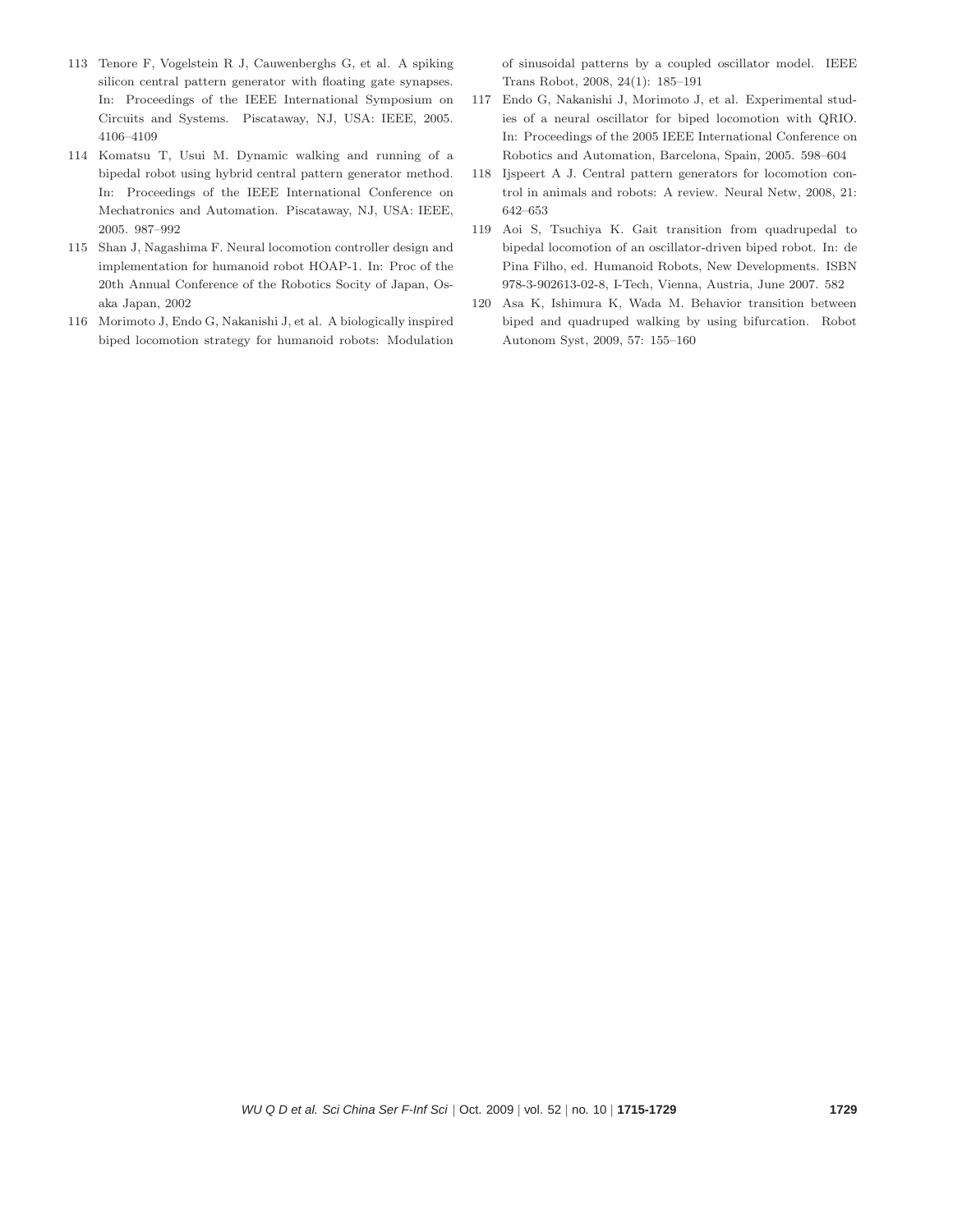113 Tenore F, Vogelstein R J, Cauwenberghs G, et al. A spiking silicon central pattern generator with floating gate synapses. In: Proceedings of the IEEE International Symposium on Circuits and Systems. Piscataway, NJ, USA: IEEE, 2005. 4106–4109

114 Komatsu T, Usui M. Dynamic walking and running of a bipedal robot using hybrid central pattern generator method. In: Proceedings of the IEEE International Conference on Mechatronics and Automation. Piscataway, NJ, USA: IEEE, 2005. 987–992

115 Shan J, Nagashima F. Neural locomotion controller design and implementation for humanoid robot HOAP-1. In: Proc of the 20th Annual Conference of the Robotics Socity of Japan, Osaka Japan, 2002

116 Morimoto J, Endo G, Nakanishi J, et al. A biologically inspired biped locomotion strategy for humanoid robots: Modulation of sinusoidal patterns by a coupled oscillator model. IEEE Trans Robot, 2008, 24(1): 185–191

117 Endo G, Nakanishi J, Morimoto J, et al. Experimental studies of a neural oscillator for biped locomotion with QRIO. In: Proceedings of the 2005 IEEE International Conference on Robotics and Automation, Barcelona, Spain, 2005. 598–604

118 Ijspeert A J. Central pattern generators for locomotion control in animals and robots: A review. Neural Netw, 2008, 21: 642–653

119 Aoi S, Tsuchiya K. Gait transition from quadrupedal to bipedal locomotion of an oscillator-driven biped robot. In: de Pina Filho, ed. Humanoid Robots, New Developments. ISBN 978-3-902613-02-8, I-Tech, Vienna, Austria, June 2007. 582

120 Asa K, Ishimura K, Wada M. Behavior transition between biped and quadruped walking by using bifurcation. Robot Autonom Syst, 2009, 57: 155–160